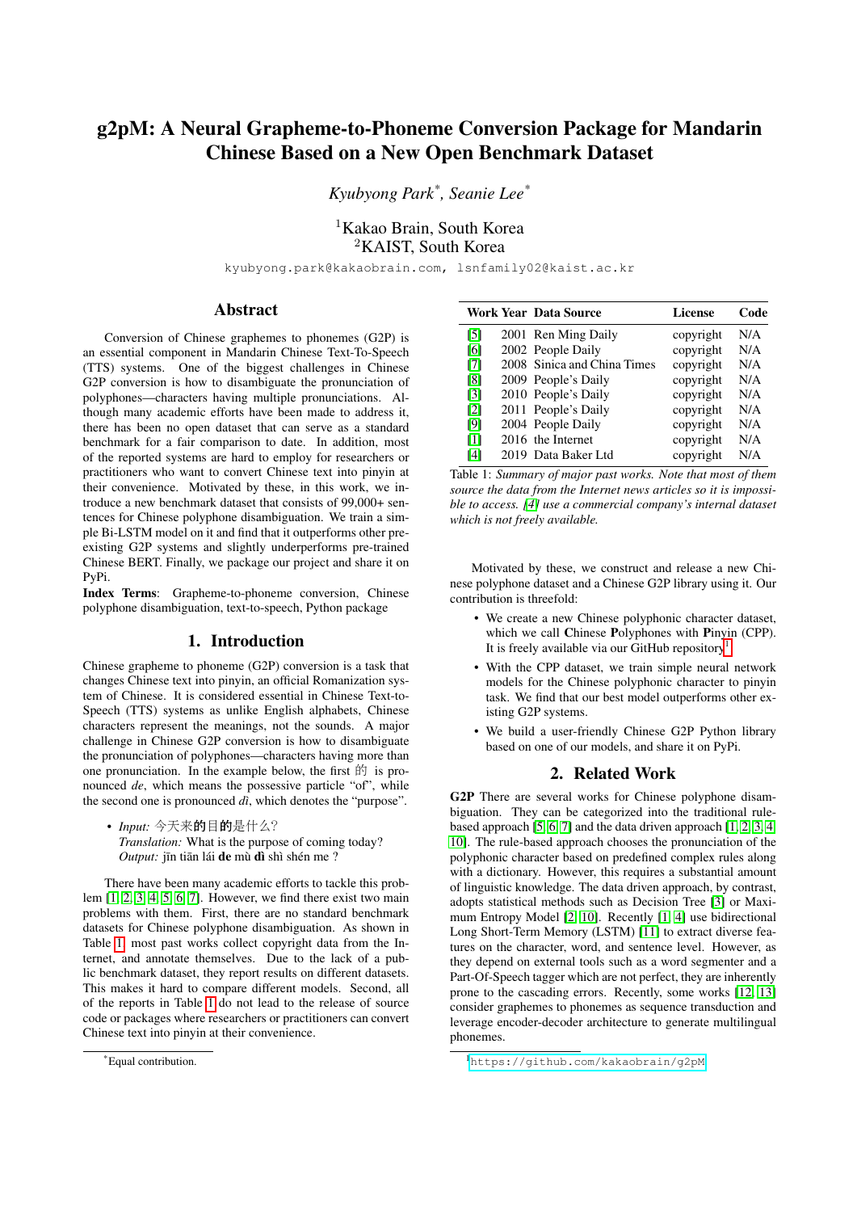# g2pM: A Neural Grapheme-to-Phoneme Conversion Package for Mandarin Chinese Based on a New Open Benchmark Dataset

*Kyubyong Park*[*], *Seanie Lee*[*]

[1]Kakao Brain, South Korea
[2]KAIST, South Korea

kyubyong.park@kakaobrain.com, lsnfamily02@kaist.ac.kr

## Abstract

Conversion of Chinese graphemes to phonemes (G2P) is an essential component in Mandarin Chinese Text-To-Speech (TTS) systems. One of the biggest challenges in Chinese G2P conversion is how to disambiguate the pronunciation of polyphones—characters having multiple pronunciations. Although many academic efforts have been made to address it, there has been no open dataset that can serve as a standard benchmark for a fair comparison to date. In addition, most of the reported systems are hard to employ for researchers or practitioners who want to convert Chinese text into pinyin at their convenience. Motivated by these, in this work, we introduce a new benchmark dataset that consists of 99,000+ sentences for Chinese polyphone disambiguation. We train a simple Bi-LSTM model on it and find that it outperforms other preexisting G2P systems and slightly underperforms pre-trained Chinese BERT. Finally, we package our project and share it on PyPi.

**Index Terms**: Grapheme-to-phoneme conversion, Chinese polyphone disambiguation, text-to-speech, Python package

## 1. Introduction

Chinese grapheme to phoneme (G2P) conversion is a task that changes Chinese text into pinyin, an official Romanization system of Chinese. It is considered essential in Chinese Text-to-Speech (TTS) systems as unlike English alphabets, Chinese characters represent the meanings, not the sounds. A major challenge in Chinese G2P conversion is how to disambiguate the pronunciation of polyphones—characters having more than one pronunciation. In the example below, the first 的 is pronounced *de*, which means the possessive particle "of", while the second one is pronounced *dì*, which denotes the "purpose".

- *Input:* 今天来**的**目**的**是什么?
  *Translation:* What is the purpose of coming today?
  *Output:* jīn tiān lái **de** mù **dì** shì shén me ?

There have been many academic efforts to tackle this problem [1, 2, 3, 4, 5, 6, 7]. However, we find there exist two main problems with them. First, there are no standard benchmark datasets for Chinese polyphone disambiguation. As shown in Table 1, most past works collect copyright data from the Internet, and annotate themselves. Due to the lack of a public benchmark dataset, they report results on different datasets. This makes it hard to compare different models. Second, all of the reports in Table 1 do not lead to the release of source code or packages where researchers or practitioners can convert Chinese text into pinyin at their convenience.

| Work | Year | Data Source | License | Code |
|---|---|---|---|---|
| [5] | 2001 | Ren Ming Daily | copyright | N/A |
| [6] | 2002 | People Daily | copyright | N/A |
| [7] | 2008 | Sinica and China Times | copyright | N/A |
| [8] | 2009 | People's Daily | copyright | N/A |
| [3] | 2010 | People's Daily | copyright | N/A |
| [2] | 2011 | People's Daily | copyright | N/A |
| [9] | 2004 | People Daily | copyright | N/A |
| [1] | 2016 | the Internet | copyright | N/A |
| [4] | 2019 | Data Baker Ltd | copyright | N/A |

Table 1: *Summary of major past works. Note that most of them source the data from the Internet news articles so it is impossible to access. [4] use a commercial company's internal dataset which is not freely available.*

Motivated by these, we construct and release a new Chinese polyphone dataset and a Chinese G2P library using it. Our contribution is threefold:

- We create a new Chinese polyphonic character dataset, which we call **C**hinese **P**olyphones with **P**inyin (CPP). It is freely available via our GitHub repository[1].
- With the CPP dataset, we train simple neural network models for the Chinese polyphonic character to pinyin task. We find that our best model outperforms other existing G2P systems.
- We build a user-friendly Chinese G2P Python library based on one of our models, and share it on PyPi.

## 2. Related Work

**G2P** There are several works for Chinese polyphone disambiguation. They can be categorized into the traditional rule-based approach [5, 6, 7] and the data driven approach [1, 2, 3, 4, 10]. The rule-based approach chooses the pronunciation of the polyphonic character based on predefined complex rules along with a dictionary. However, this requires a substantial amount of linguistic knowledge. The data driven approach, by contrast, adopts statistical methods such as Decision Tree [3] or Maximum Entropy Model [2, 10]. Recently [1, 4] use bidirectional Long Short-Term Memory (LSTM) [11] to extract diverse features on the character, word, and sentence level. However, as they depend on external tools such as a word segmenter and a Part-Of-Speech tagger which are not perfect, they are inherently prone to the cascading errors. Recently, some works [12, 13] consider graphemes to phonemes as sequence transduction and leverage encoder-decoder architecture to generate multilingual phonemes.

[*]Equal contribution.

[1]https://github.com/kakaobrain/g2pM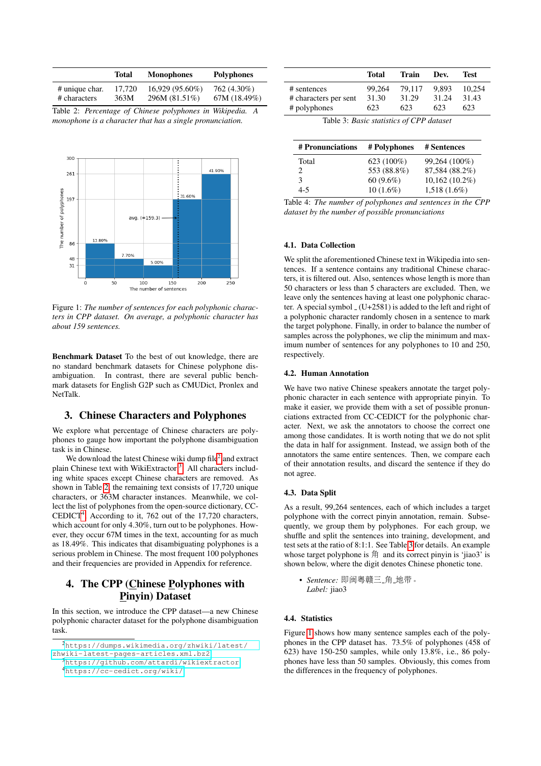|  | Total | Monophones | Polyphones |
|---|---|---|---|
| # unique char. | 17,720 | 16,929 (95.60%) | 762 (4.30%) |
| # characters | 363M | 296M (81.51%) | 67M (18.49%) |

Table 2: *Percentage of Chinese polyphones in Wikipedia. A monophone is a character that has a single pronunciation.*

Figure 1: *The number of sentences for each polyphonic characters in CPP dataset. On average, a polyphonic character has about 159 sentences.*

**Benchmark Dataset** To the best of out knowledge, there are no standard benchmark datasets for Chinese polyphone disambiguation. In contrast, there are several public benchmark datasets for English G2P such as CMUDict, Pronlex and NetTalk.

## 3. Chinese Characters and Polyphones

We explore what percentage of Chinese characters are polyphones to gauge how important the polyphone disambiguation task is in Chinese.

We download the latest Chinese wiki dump file[2] and extract plain Chinese text with WikiExtractor[3]. All characters including white spaces except Chinese characters are removed. As shown in Table 2, the remaining text consists of 17,720 unique characters, or 363M character instances. Meanwhile, we collect the list of polyphones from the open-source dictionary, CC-CEDICT[4]. According to it, 762 out of the 17,720 characters, which account for only 4.30%, turn out to be polyphones. However, they occur 67M times in the text, accounting for as much as 18.49%. This indicates that disambiguating polyphones is a serious problem in Chinese. The most frequent 100 polyphones and their frequencies are provided in Appendix for reference.

## 4. The CPP (Chinese Polyphones with Pinyin) Dataset

In this section, we introduce the CPP dataset—a new Chinese polyphonic character dataset for the polyphone disambiguation task.

[2] https://dumps.wikimedia.org/zhwiki/latest/zhwiki-latest-pages-articles.xml.bz2

[3] https://github.com/attardi/wikiextractor

[4] https://cc-cedict.org/wiki/

|  | Total | Train | Dev. | Test |
|---|---|---|---|---|
| # sentences | 99,264 | 79,117 | 9,893 | 10,254 |
| # characters per sent | 31.30 | 31.29 | 31.24 | 31.43 |
| # polyphones | 623 | 623 | 623 | 623 |

Table 3: *Basic statistics of CPP dataset*

| # Pronunciations | # Polyphones | # Sentences |
|---|---|---|
| Total | 623 (100%) | 99,264 (100%) |
| 2 | 553 (88.8%) | 87,584 (88.2%) |
| 3 | 60 (9.6%) | 10,162 (10.2%) |
| 4-5 | 10 (1.6%) | 1,518 (1.6%) |

Table 4: *The number of polyphones and sentences in the CPP dataset by the number of possible pronunciations*

### 4.1. Data Collection

We split the aforementioned Chinese text in Wikipedia into sentences. If a sentence contains any traditional Chinese characters, it is filtered out. Also, sentences whose length is more than 50 characters or less than 5 characters are excluded. Then, we leave only the sentences having at least one polyphonic character. A special symbol ▁ (U+2581) is added to the left and right of a polyphonic character randomly chosen in a sentence to mark the target polyphone. Finally, in order to balance the number of samples across the polyphones, we clip the minimum and maximum number of sentences for any polyphones to 10 and 250, respectively.

### 4.2. Human Annotation

We have two native Chinese speakers annotate the target polyphonic character in each sentence with appropriate pinyin. To make it easier, we provide them with a set of possible pronunciations extracted from CC-CEDICT for the polyphonic character. Next, we ask the annotators to choose the correct one among those candidates. It is worth noting that we do not split the data in half for assignment. Instead, we assign both of the annotators the same entire sentences. Then, we compare each of their annotation results, and discard the sentence if they do not agree.

### 4.3. Data Split

As a result, 99,264 sentences, each of which includes a target polyphone with the correct pinyin annotation, remain. Subsequently, we group them by polyphones. For each group, we shuffle and split the sentences into training, development, and test sets at the ratio of 8:1:1. See Table 3 for details. An example whose target polyphone is 角 and its correct pinyin is 'jiao3' is shown below, where the digit denotes Chinese phonetic tone.

- *Sentence:* 即闽粤赣三▁角▁地带。
  *Label:* jiao3

### 4.4. Statistics

Figure 1 shows how many sentence samples each of the polyphones in the CPP dataset has. 73.5% of polyphones (458 of 623) have 150-250 samples, while only 13.8%, i.e., 86 polyphones have less than 50 samples. Obviously, this comes from the differences in the frequency of polyphones.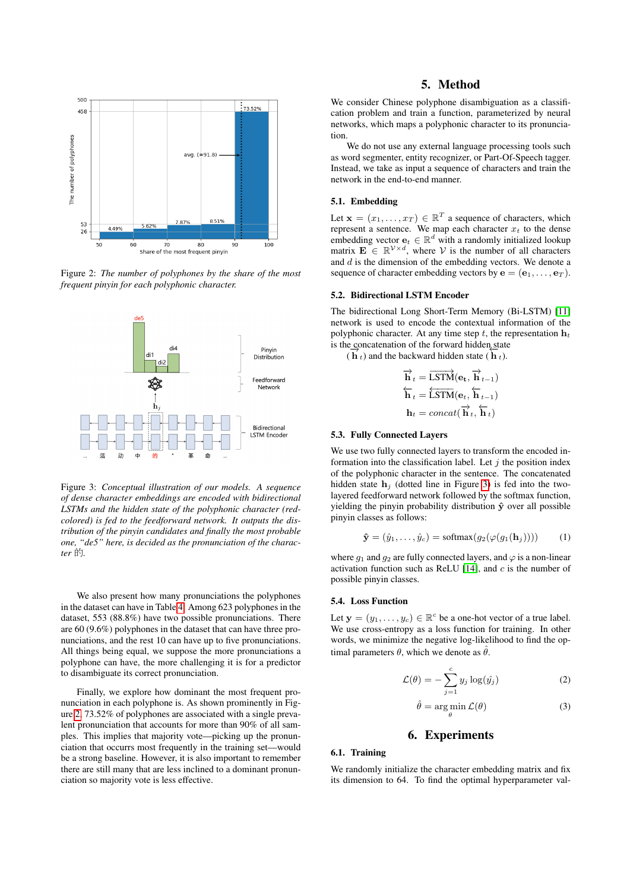Figure 2: *The number of polyphones by the share of the most frequent pinyin for each polyphonic character.*

Figure 3: *Conceptual illustration of our models. A sequence of dense character embeddings are encoded with bidirectional LSTMs and the hidden state of the polyphonic character (red-colored) is fed to the feedforward network. It outputs the distribution of the pinyin candidates and finally the most probable one, "de5" here, is decided as the pronunciation of the character* 的*.*

We also present how many pronunciations the polyphones in the dataset can have in Table 4. Among 623 polyphones in the dataset, 553 (88.8%) have two possible pronunciations. There are 60 (9.6%) polyphones in the dataset that can have three pronunciations, and the rest 10 can have up to five pronunciations. All things being equal, we suppose the more pronunciations a polyphone can have, the more challenging it is for a predictor to disambiguate its correct pronunciation.

Finally, we explore how dominant the most frequent pronunciation in each polyphone is. As shown prominently in Figure 2, 73.52% of polyphones are associated with a single prevalent pronunciation that accounts for more than 90% of all samples. This implies that majority vote—picking up the pronunciation that occurs most frequently in the training set—would be a strong baseline. However, it is also important to remember there are still many that are less inclined to a dominant pronunciation so majority vote is less effective.

# 5. Method

We consider Chinese polyphone disambiguation as a classification problem and train a function, parameterized by neural networks, which maps a polyphonic character to its pronunciation.

We do not use any external language processing tools such as word segmenter, entity recognizer, or Part-Of-Speech tagger. Instead, we take as input a sequence of characters and train the network in the end-to-end manner.

## 5.1. Embedding

Let $\mathbf{x} = (x_1, \ldots, x_T) \in \mathbb{R}^T$ a sequence of characters, which represent a sentence. We map each character $x_t$ to the dense embedding vector $\mathbf{e}_t \in \mathbb{R}^d$ with a randomly initialized lookup matrix $\mathbf{E} \in \mathbb{R}^{\mathcal{V} \times d}$, where $\mathcal{V}$ is the number of all characters and $d$ is the dimension of the embedding vectors. We denote a sequence of character embedding vectors by $\mathbf{e} = (\mathbf{e}_1, \ldots, \mathbf{e}_T)$.

## 5.2. Bidirectional LSTM Encoder

The bidirectional Long Short-Term Memory (Bi-LSTM) [11] network is used to encode the contextual information of the polyphonic character. At any time step $t$, the representation $\mathbf{h}_t$ is the concatenation of the forward hidden state ($\overrightarrow{\mathbf{h}}_t$) and the backward hidden state ($\overleftarrow{\mathbf{h}}_t$).

$$\overrightarrow{\mathbf{h}}_t = \overrightarrow{\text{LSTM}}(\mathbf{e_t}, \overrightarrow{\mathbf{h}}_{t-1})$$

$$\overleftarrow{\mathbf{h}}_t = \overleftarrow{\text{LSTM}}(\mathbf{e}_t, \overleftarrow{\mathbf{h}}_{t-1})$$

$$\mathbf{h}_t = concat(\overrightarrow{\mathbf{h}}_t, \overleftarrow{\mathbf{h}}_t)$$

## 5.3. Fully Connected Layers

We use two fully connected layers to transform the encoded information into the classification label. Let $j$ the position index of the polyphonic character in the sentence. The concatenated hidden state $\mathbf{h}_j$ (dotted line in Figure 3) is fed into the two-layered feedforward network followed by the softmax function, yielding the pinyin probability distribution $\hat{\mathbf{y}}$ over all possible pinyin classes as follows:

$$\hat{\mathbf{y}} = (\hat{y}_1, \ldots, \hat{y}_c) = \text{softmax}(g_2(\varphi(g_1(\mathbf{h}_j)))) \tag{1}$$

where $g_1$ and $g_2$ are fully connected layers, and $\varphi$ is a non-linear activation function such as ReLU [14], and $c$ is the number of possible pinyin classes.

## 5.4. Loss Function

Let $\mathbf{y} = (y_1, \ldots, y_c) \in \mathbb{R}^c$ be a one-hot vector of a true label. We use cross-entropy as a loss function for training. In other words, we minimize the negative log-likelihood to find the optimal parameters $\theta$, which we denote as $\hat{\theta}$.

$$\mathcal{L}(\theta) = -\sum_{j=1}^{c} y_j \log(\hat{y}_j) \tag{2}$$

$$\hat{\theta} = \arg\min_{\theta} \mathcal{L}(\theta) \tag{3}$$

# 6. Experiments

## 6.1. Training

We randomly initialize the character embedding matrix and fix its dimension to 64. To find the optimal hyperparameter val-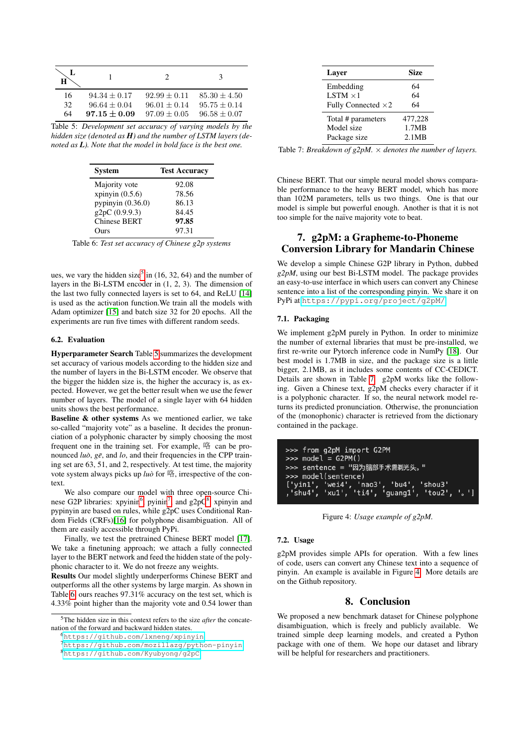| H \ L | 1 | 2 | 3 |
|---|---|---|---|
| 16 | $94.34 \pm 0.17$ | $92.99 \pm 0.11$ | $85.30 \pm 4.50$ |
| 32 | $96.64 \pm 0.04$ | $96.01 \pm 0.14$ | $95.75 \pm 0.14$ |
| 64 | $\mathbf{97.15 \pm 0.09}$ | $97.09 \pm 0.05$ | $96.58 \pm 0.07$ |

Table 5: *Development set accuracy of varying models by the hidden size (denoted as **H**) and the number of LSTM layers (denoted as **L**). Note that the model in bold face is the best one.*

| System | Test Accuracy |
|---|---|
| Majority vote | 92.08 |
| xpinyin (0.5.6) | 78.56 |
| pypinyin (0.36.0) | 86.13 |
| g2pC (0.9.9.3) | 84.45 |
| Chinese BERT | **97.85** |
| Ours | 97.31 |

Table 6: *Test set accuracy of Chinese g2p systems*

ues, we vary the hidden size[5] in (16, 32, 64) and the number of layers in the Bi-LSTM encoder in (1, 2, 3). The dimension of the last two fully connected layers is set to 64, and ReLU [14] is used as the activation function.We train all the models with Adam optimizer [15] and batch size 32 for 20 epochs. All the experiments are run five times with different random seeds.

### 6.2. Evaluation

**Hyperparameter Search** Table 5 summarizes the development set accuracy of various models according to the hidden size and the number of layers in the Bi-LSTM encoder. We observe that the bigger the hidden size is, the higher the accuracy is, as expected. However, we get the better result when we use the fewer number of layers. The model of a single layer with 64 hidden units shows the best performance.

**Baseline & other systems** As we mentioned earlier, we take so-called "majority vote" as a baseline. It decides the pronunciation of a polyphonic character by simply choosing the most frequent one in the training set. For example, 咯 can be pronounced *luò*, *gē*, and *lo*, and their frequencies in the CPP training set are 63, 51, and 2, respectively. At test time, the majority vote system always picks up *luò* for 咯, irrespective of the context.

We also compare our model with three open-source Chinese G2P libraries: xpinyin[6], pyinin[7] and g2pC[8]. xpinyin and pypinyin are based on rules, while g2pC uses Conditional Random Fields (CRFs)[16] for polyphone disambiguation. All of them are easily accessible through PyPi.

Finally, we test the pretrained Chinese BERT model [17]. We take a finetuning approach; we attach a fully connected layer to the BERT network and feed the hidden state of the polyphonic character to it. We do not freeze any weights.

**Results** Our model slightly underperforms Chinese BERT and outperforms all the other systems by large margin. As shown in Table 6, ours reaches 97.31% accuracy on the test set, which is 4.33% point higher than the majority vote and 0.54 lower than Chinese BERT. That our simple neural model shows comparable performance to the heavy BERT model, which has more than 102M parameters, tells us two things. One is that our model is simple but powerful enough. Another is that it is not too simple for the naïve majority vote to beat.

[5] The hidden size in this context refers to the size *after* the concatenation of the forward and backward hidden states.

[6] https://github.com/lxneng/xpinyin

[7] https://github.com/mozillazg/python-pinyin

[8] https://github.com/Kyubyong/g2pC

| Layer | Size |
|---|---|
| Embedding | 64 |
| LSTM ×1 | 64 |
| Fully Connected ×2 | 64 |
| Total # parameters | 477,228 |
| Model size | 1.7MB |
| Package size | 2.1MB |

Table 7: *Breakdown of g2pM. × denotes the number of layers.*

## 7. g2pM: a Grapheme-to-Phoneme Conversion Library for Mandarin Chinese

We develop a simple Chinese G2P library in Python, dubbed *g2pM*, using our best Bi-LSTM model. The package provides an easy-to-use interface in which users can convert any Chinese sentence into a list of the corresponding pinyin. We share it on PyPi at https://pypi.org/project/g2pM/.

### 7.1. Packaging

We implement g2pM purely in Python. In order to minimize the number of external libraries that must be pre-installed, we first re-write our Pytorch inference code in NumPy [18]. Our best model is 1.7MB in size, and the package size is a little bigger, 2.1MB, as it includes some contents of CC-CEDICT. Details are shown in Table 7. g2pM works like the following. Given a Chinese text, g2pM checks every character if it is a polyphonic character. If so, the neural network model returns its predicted pronunciation. Otherwise, the pronunciation of the (monophonic) character is retrieved from the dictionary contained in the package.

```
>>> from g2pM import G2PM
>>> model = G2PM()
>>> sentence = "因为脑部手术需剃光头。"
>>> model(sentence)
['yin1', 'wei4', 'nao3', 'bu4', 'shou3'
,'shu4', 'xu1', 'ti4', 'guang1', 'tou2', '。']
```

Figure 4: *Usage example of g2pM.*

### 7.2. Usage

g2pM provides simple APIs for operation. With a few lines of code, users can convert any Chinese text into a sequence of pinyin. An example is available in Figure 4. More details are on the Github repository.

## 8. Conclusion

We proposed a new benchmark dataset for Chinese polyphone disambiguation, which is freely and publicly available. We trained simple deep learning models, and created a Python package with one of them. We hope our dataset and library will be helpful for researchers and practitioners.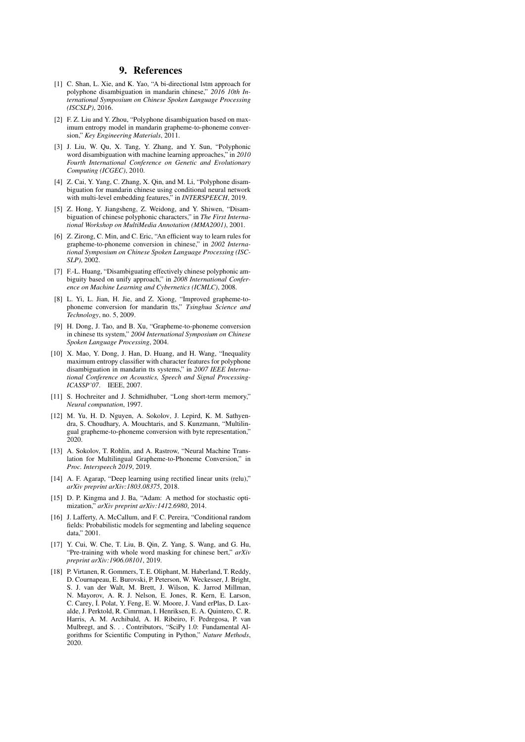# 9. References

[1] C. Shan, L. Xie, and K. Yao, "A bi-directional lstm approach for polyphone disambiguation in mandarin chinese," *2016 10th International Symposium on Chinese Spoken Language Processing (ISCSLP)*, 2016.

[2] F. Z. Liu and Y. Zhou, "Polyphone disambiguation based on maximum entropy model in mandarin grapheme-to-phoneme conversion," *Key Engineering Materials*, 2011.

[3] J. Liu, W. Qu, X. Tang, Y. Zhang, and Y. Sun, "Polyphonic word disambiguation with machine learning approaches," in *2010 Fourth International Conference on Genetic and Evolutionary Computing (ICGEC)*, 2010.

[4] Z. Cai, Y. Yang, C. Zhang, X. Qin, and M. Li, "Polyphone disambiguation for mandarin chinese using conditional neural network with multi-level embedding features," in *INTERSPEECH*, 2019.

[5] Z. Hong, Y. Jiangsheng, Z. Weidong, and Y. Shiwen, "Disambiguation of chinese polyphonic characters," in *The First International Workshop on MultiMedia Annotation (MMA2001)*, 2001.

[6] Z. Zirong, C. Min, and C. Eric, "An efficient way to learn rules for grapheme-to-phoneme conversion in chinese," in *2002 International Symposium on Chinese Spoken Language Processing (ISCSLP)*, 2002.

[7] F.-L. Huang, "Disambiguating effectively chinese polyphonic ambiguity based on unify approach," in *2008 International Conference on Machine Learning and Cybernetics (ICMLC)*, 2008.

[8] L. Yi, L. Jian, H. Jie, and Z. Xiong, "Improved grapheme-to-phoneme conversion for mandarin tts," *Tsinghua Science and Technology*, no. 5, 2009.

[9] H. Dong, J. Tao, and B. Xu, "Grapheme-to-phoneme conversion in chinese tts system," *2004 International Symposium on Chinese Spoken Language Processing*, 2004.

[10] X. Mao, Y. Dong, J. Han, D. Huang, and H. Wang, "Inequality maximum entropy classifier with character features for polyphone disambiguation in mandarin tts systems," in *2007 IEEE International Conference on Acoustics, Speech and Signal Processing-ICASSP'07*. IEEE, 2007.

[11] S. Hochreiter and J. Schmidhuber, "Long short-term memory," *Neural computation*, 1997.

[12] M. Yu, H. D. Nguyen, A. Sokolov, J. Lepird, K. M. Sathyendra, S. Choudhary, A. Mouchtaris, and S. Kunzmann, "Multilingual grapheme-to-phoneme conversion with byte representation," 2020.

[13] A. Sokolov, T. Rohlin, and A. Rastrow, "Neural Machine Translation for Multilingual Grapheme-to-Phoneme Conversion," in *Proc. Interspeech 2019*, 2019.

[14] A. F. Agarap, "Deep learning using rectified linear units (relu)," *arXiv preprint arXiv:1803.08375*, 2018.

[15] D. P. Kingma and J. Ba, "Adam: A method for stochastic optimization," *arXiv preprint arXiv:1412.6980*, 2014.

[16] J. Lafferty, A. McCallum, and F. C. Pereira, "Conditional random fields: Probabilistic models for segmenting and labeling sequence data," 2001.

[17] Y. Cui, W. Che, T. Liu, B. Qin, Z. Yang, S. Wang, and G. Hu, "Pre-training with whole word masking for chinese bert," *arXiv preprint arXiv:1906.08101*, 2019.

[18] P. Virtanen, R. Gommers, T. E. Oliphant, M. Haberland, T. Reddy, D. Cournapeau, E. Burovski, P. Peterson, W. Weckesser, J. Bright, S. J. van der Walt, M. Brett, J. Wilson, K. Jarrod Millman, N. Mayorov, A. R. J. Nelson, E. Jones, R. Kern, E. Larson, C. Carey, İ. Polat, Y. Feng, E. W. Moore, J. Vand erPlas, D. Laxalde, J. Perktold, R. Cimrman, I. Henriksen, E. A. Quintero, C. R. Harris, A. M. Archibald, A. H. Ribeiro, F. Pedregosa, P. van Mulbregt, and S. . . Contributors, "SciPy 1.0: Fundamental Algorithms for Scientific Computing in Python," *Nature Methods*, 2020.